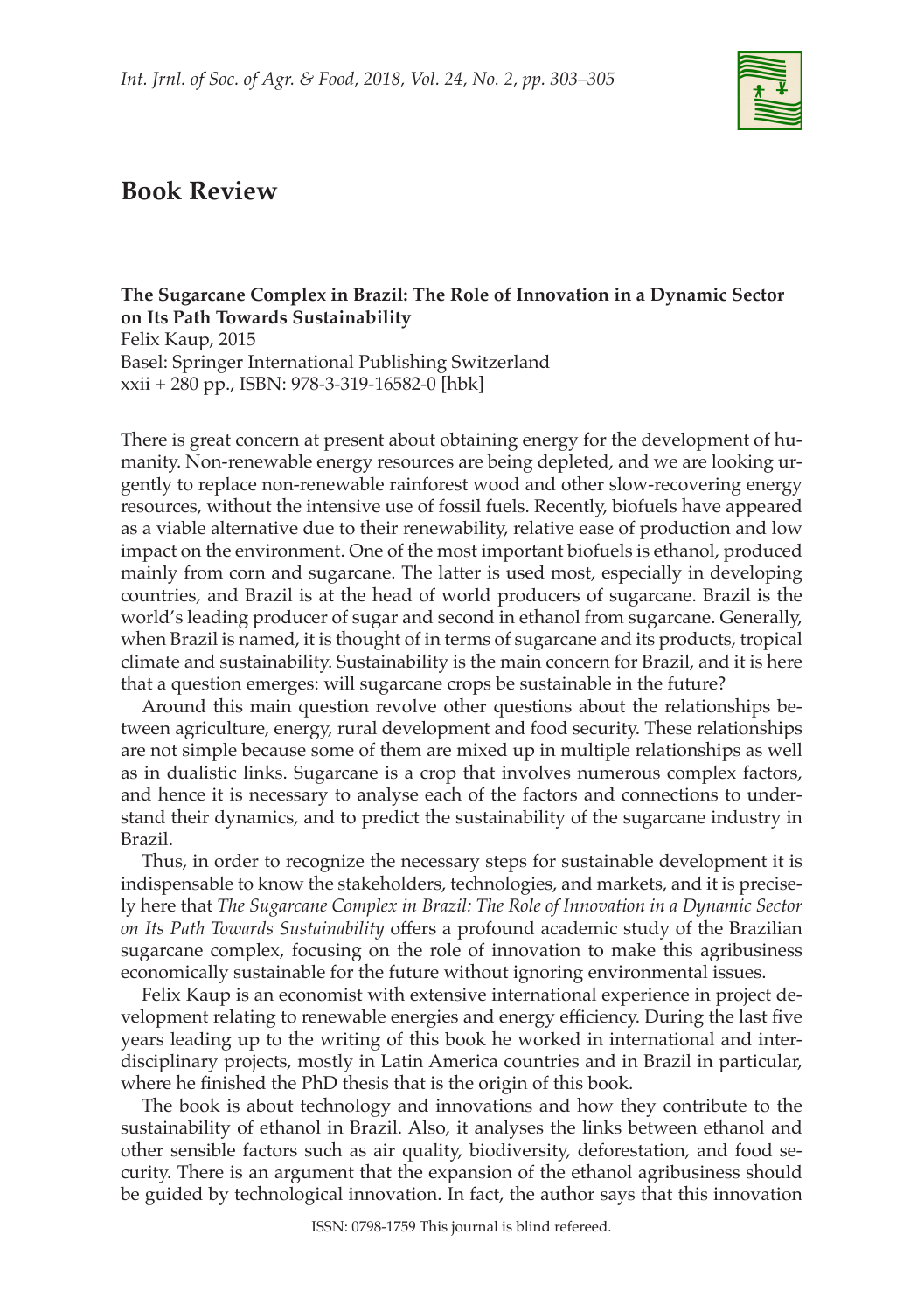# Book Review

**The Sugarcane Complex in Brazil: The Role of Innovation in a Dynamic Sector on Its Path Towards Sustainability**
Felix Kaup, 2015
Basel: Springer International Publishing Switzerland
xxii + 280 pp., ISBN: 978-3-319-16582-0 [hbk]

There is great concern at present about obtaining energy for the development of humanity. Non-renewable energy resources are being depleted, and we are looking urgently to replace non-renewable rainforest wood and other slow-recovering energy resources, without the intensive use of fossil fuels. Recently, biofuels have appeared as a viable alternative due to their renewability, relative ease of production and low impact on the environment. One of the most important biofuels is ethanol, produced mainly from corn and sugarcane. The latter is used most, especially in developing countries, and Brazil is at the head of world producers of sugarcane. Brazil is the world's leading producer of sugar and second in ethanol from sugarcane. Generally, when Brazil is named, it is thought of in terms of sugarcane and its products, tropical climate and sustainability. Sustainability is the main concern for Brazil, and it is here that a question emerges: will sugarcane crops be sustainable in the future?

Around this main question revolve other questions about the relationships between agriculture, energy, rural development and food security. These relationships are not simple because some of them are mixed up in multiple relationships as well as in dualistic links. Sugarcane is a crop that involves numerous complex factors, and hence it is necessary to analyse each of the factors and connections to understand their dynamics, and to predict the sustainability of the sugarcane industry in Brazil.

Thus, in order to recognize the necessary steps for sustainable development it is indispensable to know the stakeholders, technologies, and markets, and it is precisely here that *The Sugarcane Complex in Brazil: The Role of Innovation in a Dynamic Sector on Its Path Towards Sustainability* offers a profound academic study of the Brazilian sugarcane complex, focusing on the role of innovation to make this agribusiness economically sustainable for the future without ignoring environmental issues.

Felix Kaup is an economist with extensive international experience in project development relating to renewable energies and energy efficiency. During the last five years leading up to the writing of this book he worked in international and interdisciplinary projects, mostly in Latin America countries and in Brazil in particular, where he finished the PhD thesis that is the origin of this book.

The book is about technology and innovations and how they contribute to the sustainability of ethanol in Brazil. Also, it analyses the links between ethanol and other sensible factors such as air quality, biodiversity, deforestation, and food security. There is an argument that the expansion of the ethanol agribusiness should be guided by technological innovation. In fact, the author says that this innovation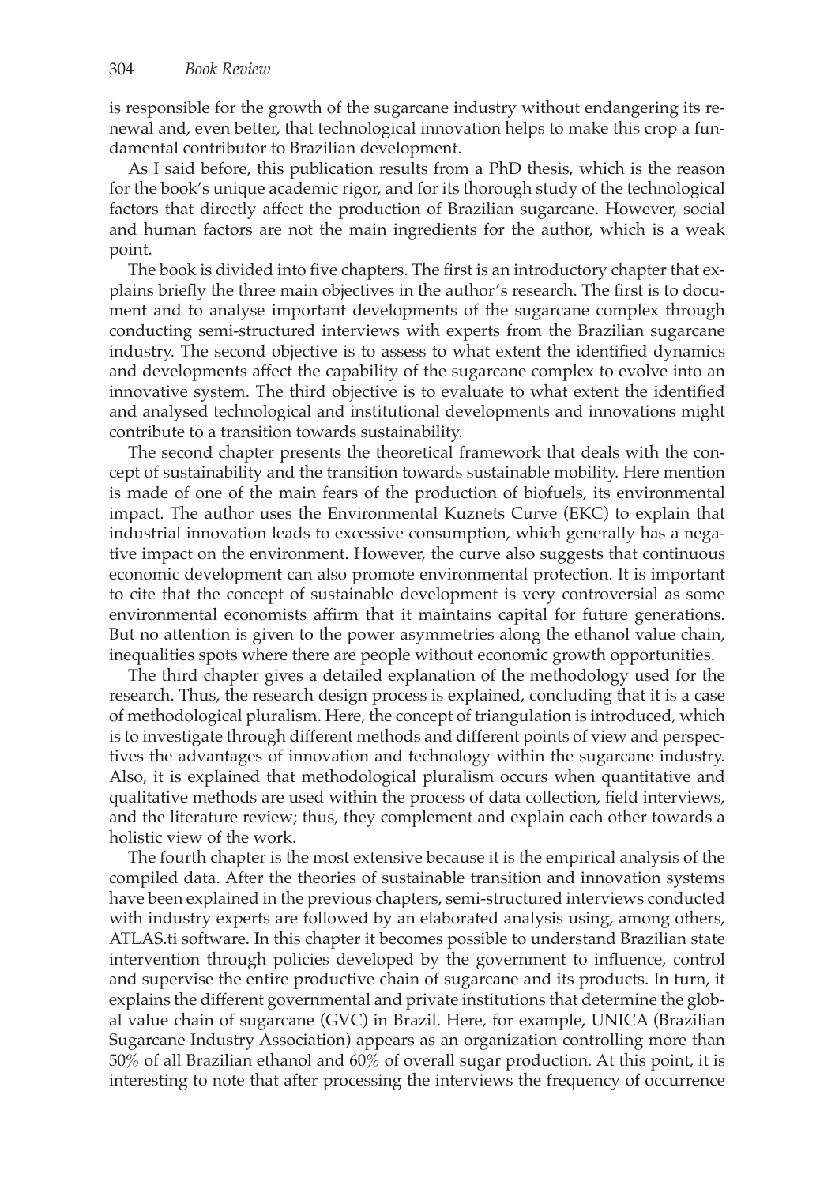is responsible for the growth of the sugarcane industry without endangering its renewal and, even better, that technological innovation helps to make this crop a fundamental contributor to Brazilian development.

As I said before, this publication results from a PhD thesis, which is the reason for the book's unique academic rigor, and for its thorough study of the technological factors that directly affect the production of Brazilian sugarcane. However, social and human factors are not the main ingredients for the author, which is a weak point.

The book is divided into five chapters. The first is an introductory chapter that explains briefly the three main objectives in the author's research. The first is to document and to analyse important developments of the sugarcane complex through conducting semi-structured interviews with experts from the Brazilian sugarcane industry. The second objective is to assess to what extent the identified dynamics and developments affect the capability of the sugarcane complex to evolve into an innovative system. The third objective is to evaluate to what extent the identified and analysed technological and institutional developments and innovations might contribute to a transition towards sustainability.

The second chapter presents the theoretical framework that deals with the concept of sustainability and the transition towards sustainable mobility. Here mention is made of one of the main fears of the production of biofuels, its environmental impact. The author uses the Environmental Kuznets Curve (EKC) to explain that industrial innovation leads to excessive consumption, which generally has a negative impact on the environment. However, the curve also suggests that continuous economic development can also promote environmental protection. It is important to cite that the concept of sustainable development is very controversial as some environmental economists affirm that it maintains capital for future generations. But no attention is given to the power asymmetries along the ethanol value chain, inequalities spots where there are people without economic growth opportunities.

The third chapter gives a detailed explanation of the methodology used for the research. Thus, the research design process is explained, concluding that it is a case of methodological pluralism. Here, the concept of triangulation is introduced, which is to investigate through different methods and different points of view and perspectives the advantages of innovation and technology within the sugarcane industry. Also, it is explained that methodological pluralism occurs when quantitative and qualitative methods are used within the process of data collection, field interviews, and the literature review; thus, they complement and explain each other towards a holistic view of the work.

The fourth chapter is the most extensive because it is the empirical analysis of the compiled data. After the theories of sustainable transition and innovation systems have been explained in the previous chapters, semi-structured interviews conducted with industry experts are followed by an elaborated analysis using, among others, ATLAS.ti software. In this chapter it becomes possible to understand Brazilian state intervention through policies developed by the government to influence, control and supervise the entire productive chain of sugarcane and its products. In turn, it explains the different governmental and private institutions that determine the global value chain of sugarcane (GVC) in Brazil. Here, for example, UNICA (Brazilian Sugarcane Industry Association) appears as an organization controlling more than 50% of all Brazilian ethanol and 60% of overall sugar production. At this point, it is interesting to note that after processing the interviews the frequency of occurrence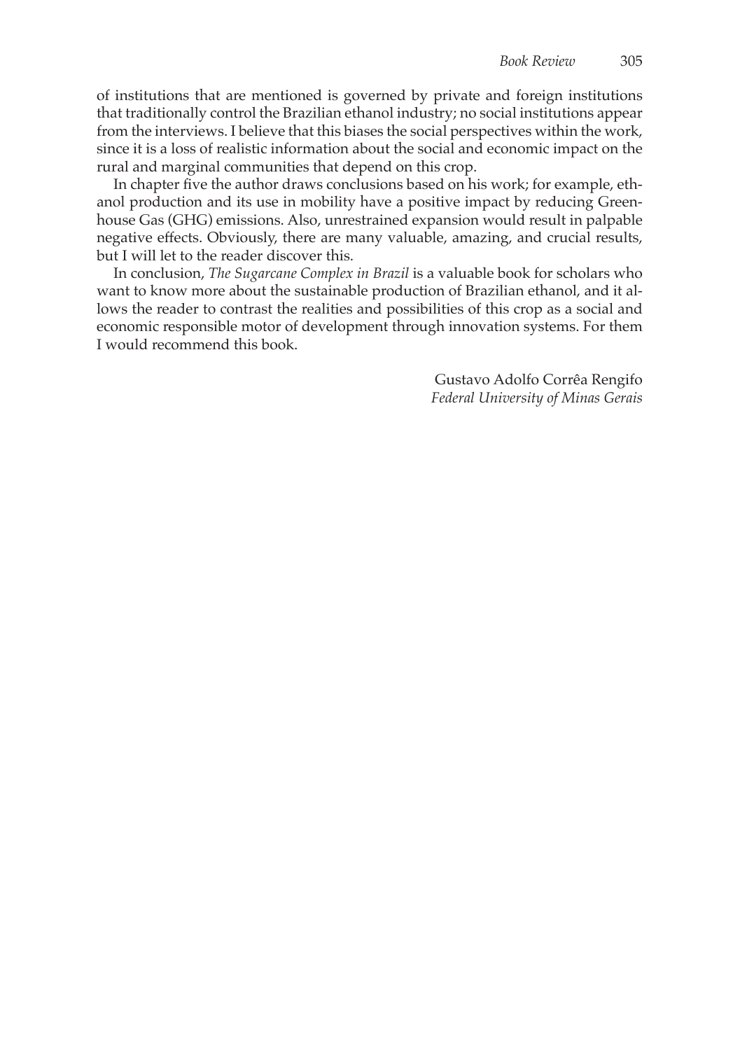of institutions that are mentioned is governed by private and foreign institutions that traditionally control the Brazilian ethanol industry; no social institutions appear from the interviews. I believe that this biases the social perspectives within the work, since it is a loss of realistic information about the social and economic impact on the rural and marginal communities that depend on this crop.

In chapter five the author draws conclusions based on his work; for example, ethanol production and its use in mobility have a positive impact by reducing Greenhouse Gas (GHG) emissions. Also, unrestrained expansion would result in palpable negative effects. Obviously, there are many valuable, amazing, and crucial results, but I will let to the reader discover this.

In conclusion, *The Sugarcane Complex in Brazil* is a valuable book for scholars who want to know more about the sustainable production of Brazilian ethanol, and it allows the reader to contrast the realities and possibilities of this crop as a social and economic responsible motor of development through innovation systems. For them I would recommend this book.

Gustavo Adolfo Corrêa Rengifo
*Federal University of Minas Gerais*